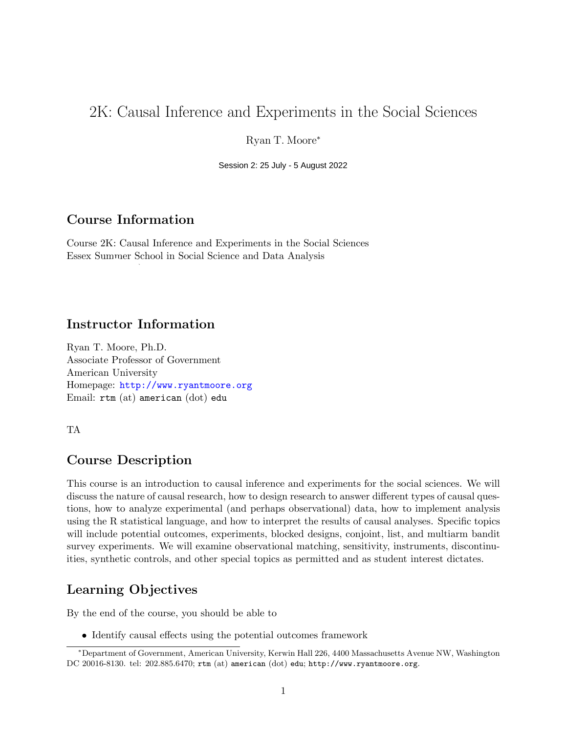# 2K: Causal Inference and Experiments in the Social Sciences

Ryan T. Moore*

Session 2: 25 July - 5 August 2022

## Course Information

Course 2K: Causal Inference and Experiments in the Social Sciences
Essex Summer School in Social Science and Data Analysis

## Instructor Information

Ryan T. Moore, Ph.D.
Associate Professor of Government
American University
Homepage: http://www.ryantmoore.org
Email: rtm (at) american (dot) edu

TA

## Course Description

This course is an introduction to causal inference and experiments for the social sciences. We will discuss the nature of causal research, how to design research to answer different types of causal questions, how to analyze experimental (and perhaps observational) data, how to implement analysis using the R statistical language, and how to interpret the results of causal analyses. Specific topics will include potential outcomes, experiments, blocked designs, conjoint, list, and multiarm bandit survey experiments. We will examine observational matching, sensitivity, instruments, discontinuities, synthetic controls, and other special topics as permitted and as student interest dictates.

## Learning Objectives

By the end of the course, you should be able to

- Identify causal effects using the potential outcomes framework

*Department of Government, American University, Kerwin Hall 226, 4400 Massachusetts Avenue NW, Washington DC 20016-8130. tel: 202.885.6470; rtm (at) american (dot) edu; http://www.ryantmoore.org.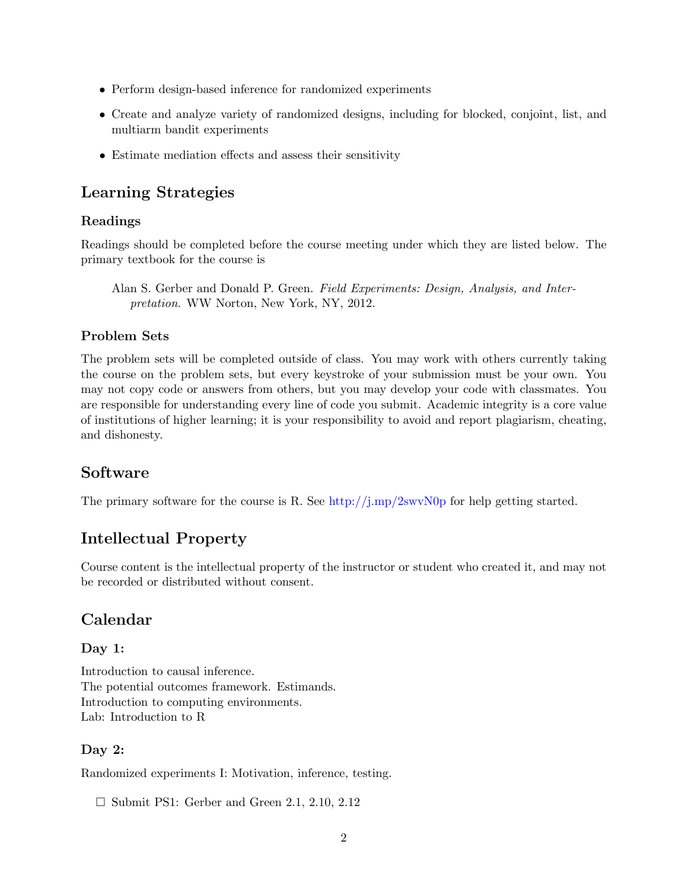- Perform design-based inference for randomized experiments
- Create and analyze variety of randomized designs, including for blocked, conjoint, list, and multiarm bandit experiments
- Estimate mediation effects and assess their sensitivity

## Learning Strategies

### Readings

Readings should be completed before the course meeting under which they are listed below. The primary textbook for the course is

> Alan S. Gerber and Donald P. Green. *Field Experiments: Design, Analysis, and Interpretation*. WW Norton, New York, NY, 2012.

### Problem Sets

The problem sets will be completed outside of class. You may work with others currently taking the course on the problem sets, but every keystroke of your submission must be your own. You may not copy code or answers from others, but you may develop your code with classmates. You are responsible for understanding every line of code you submit. Academic integrity is a core value of institutions of higher learning; it is your responsibility to avoid and report plagiarism, cheating, and dishonesty.

## Software

The primary software for the course is R. See http://j.mp/2swvN0p for help getting started.

## Intellectual Property

Course content is the intellectual property of the instructor or student who created it, and may not be recorded or distributed without consent.

## Calendar

### Day 1:

Introduction to causal inference.
The potential outcomes framework. Estimands.
Introduction to computing environments.
Lab: Introduction to R

### Day 2:

Randomized experiments I: Motivation, inference, testing.

- ☐ Submit PS1: Gerber and Green 2.1, 2.10, 2.12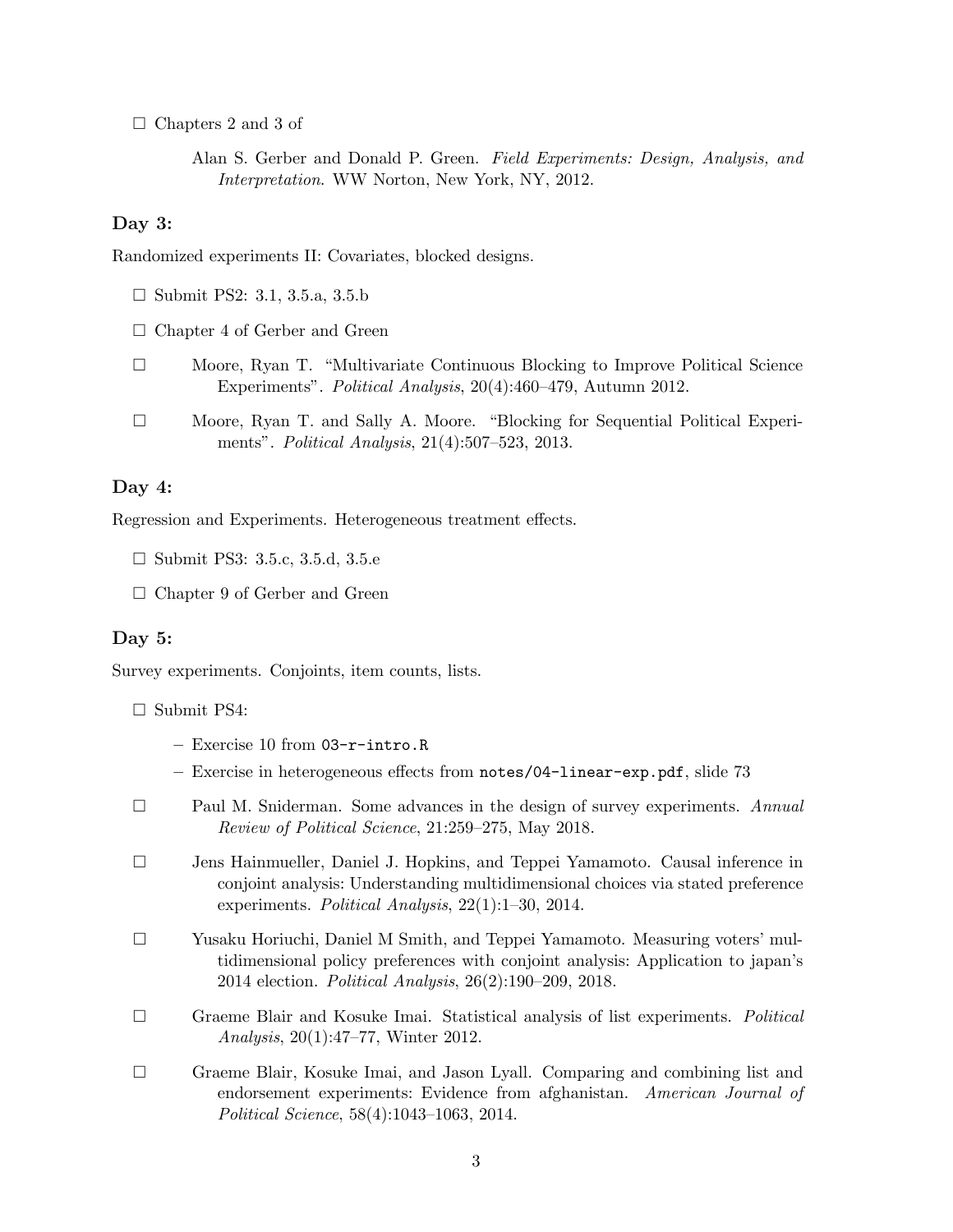- ☐ Chapters 2 and 3 of

  Alan S. Gerber and Donald P. Green. *Field Experiments: Design, Analysis, and Interpretation*. WW Norton, New York, NY, 2012.

### Day 3:

Randomized experiments II: Covariates, blocked designs.

- ☐ Submit PS2: 3.1, 3.5.a, 3.5.b
- ☐ Chapter 4 of Gerber and Green
- ☐ Moore, Ryan T. "Multivariate Continuous Blocking to Improve Political Science Experiments". *Political Analysis*, 20(4):460–479, Autumn 2012.
- ☐ Moore, Ryan T. and Sally A. Moore. "Blocking for Sequential Political Experiments". *Political Analysis*, 21(4):507–523, 2013.

### Day 4:

Regression and Experiments. Heterogeneous treatment effects.

- ☐ Submit PS3: 3.5.c, 3.5.d, 3.5.e
- ☐ Chapter 9 of Gerber and Green

### Day 5:

Survey experiments. Conjoints, item counts, lists.

- ☐ Submit PS4:
  - Exercise 10 from `03-r-intro.R`
  - Exercise in heterogeneous effects from `notes/04-linear-exp.pdf`, slide 73
- ☐ Paul M. Sniderman. Some advances in the design of survey experiments. *Annual Review of Political Science*, 21:259–275, May 2018.
- ☐ Jens Hainmueller, Daniel J. Hopkins, and Teppei Yamamoto. Causal inference in conjoint analysis: Understanding multidimensional choices via stated preference experiments. *Political Analysis*, 22(1):1–30, 2014.
- ☐ Yusaku Horiuchi, Daniel M Smith, and Teppei Yamamoto. Measuring voters' multidimensional policy preferences with conjoint analysis: Application to japan's 2014 election. *Political Analysis*, 26(2):190–209, 2018.
- ☐ Graeme Blair and Kosuke Imai. Statistical analysis of list experiments. *Political Analysis*, 20(1):47–77, Winter 2012.
- ☐ Graeme Blair, Kosuke Imai, and Jason Lyall. Comparing and combining list and endorsement experiments: Evidence from afghanistan. *American Journal of Political Science*, 58(4):1043–1063, 2014.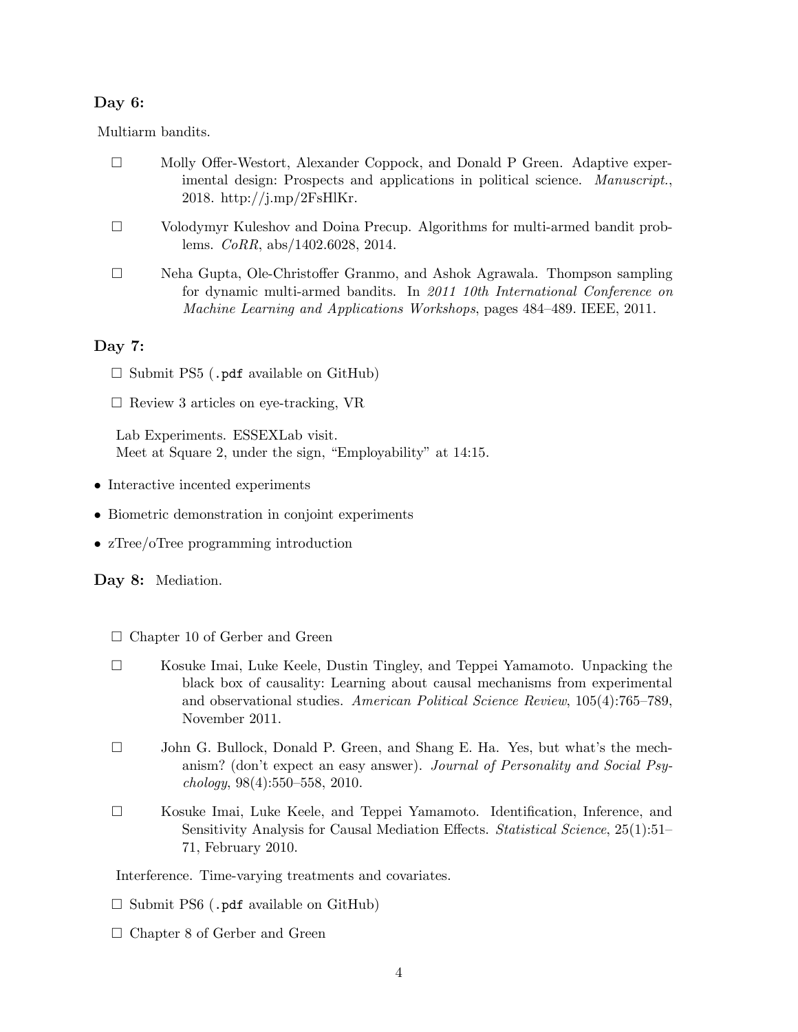### Day 6:

Multiarm bandits.

- ☐ Molly Offer-Westort, Alexander Coppock, and Donald P Green. Adaptive experimental design: Prospects and applications in political science. *Manuscript.*, 2018. http://j.mp/2FsHlKr.
- ☐ Volodymyr Kuleshov and Doina Precup. Algorithms for multi-armed bandit problems. *CoRR*, abs/1402.6028, 2014.
- ☐ Neha Gupta, Ole-Christoffer Granmo, and Ashok Agrawala. Thompson sampling for dynamic multi-armed bandits. In *2011 10th International Conference on Machine Learning and Applications Workshops*, pages 484–489. IEEE, 2011.

### Day 7:

- ☐ Submit PS5 (`.pdf` available on GitHub)
- ☐ Review 3 articles on eye-tracking, VR

Lab Experiments. ESSEXLab visit.
Meet at Square 2, under the sign, "Employability" at 14:15.

- Interactive incented experiments
- Biometric demonstration in conjoint experiments
- zTree/oTree programming introduction

**Day 8:** Mediation.

- ☐ Chapter 10 of Gerber and Green
- ☐ Kosuke Imai, Luke Keele, Dustin Tingley, and Teppei Yamamoto. Unpacking the black box of causality: Learning about causal mechanisms from experimental and observational studies. *American Political Science Review*, 105(4):765–789, November 2011.
- ☐ John G. Bullock, Donald P. Green, and Shang E. Ha. Yes, but what's the mechanism? (don't expect an easy answer). *Journal of Personality and Social Psychology*, 98(4):550–558, 2010.
- ☐ Kosuke Imai, Luke Keele, and Teppei Yamamoto. Identification, Inference, and Sensitivity Analysis for Causal Mediation Effects. *Statistical Science*, 25(1):51–71, February 2010.

Interference. Time-varying treatments and covariates.

- ☐ Submit PS6 (`.pdf` available on GitHub)
- ☐ Chapter 8 of Gerber and Green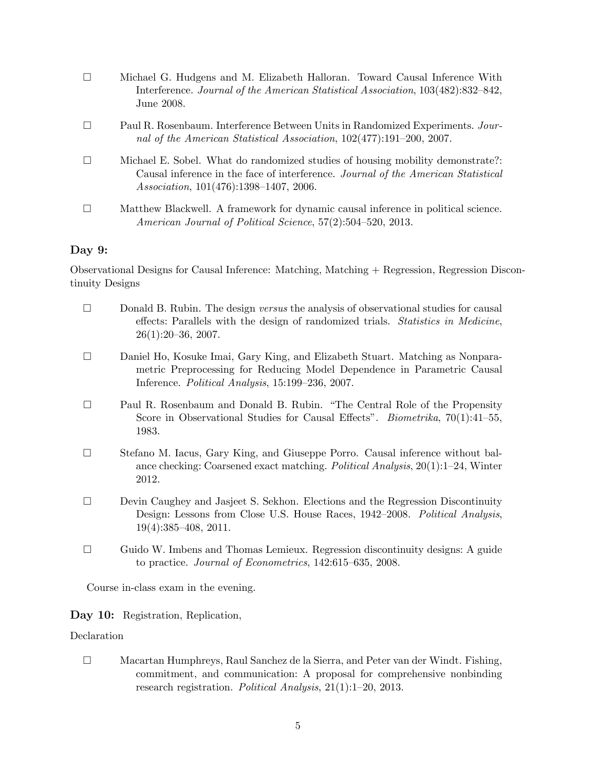- ☐ Michael G. Hudgens and M. Elizabeth Halloran. Toward Causal Inference With Interference. *Journal of the American Statistical Association*, 103(482):832–842, June 2008.
- ☐ Paul R. Rosenbaum. Interference Between Units in Randomized Experiments. *Journal of the American Statistical Association*, 102(477):191–200, 2007.
- ☐ Michael E. Sobel. What do randomized studies of housing mobility demonstrate?: Causal inference in the face of interference. *Journal of the American Statistical Association*, 101(476):1398–1407, 2006.
- ☐ Matthew Blackwell. A framework for dynamic causal inference in political science. *American Journal of Political Science*, 57(2):504–520, 2013.

### Day 9:

Observational Designs for Causal Inference: Matching, Matching + Regression, Regression Discontinuity Designs

- ☐ Donald B. Rubin. The design *versus* the analysis of observational studies for causal effects: Parallels with the design of randomized trials. *Statistics in Medicine*, 26(1):20–36, 2007.
- ☐ Daniel Ho, Kosuke Imai, Gary King, and Elizabeth Stuart. Matching as Nonparametric Preprocessing for Reducing Model Dependence in Parametric Causal Inference. *Political Analysis*, 15:199–236, 2007.
- ☐ Paul R. Rosenbaum and Donald B. Rubin. "The Central Role of the Propensity Score in Observational Studies for Causal Effects". *Biometrika*, 70(1):41–55, 1983.
- ☐ Stefano M. Iacus, Gary King, and Giuseppe Porro. Causal inference without balance checking: Coarsened exact matching. *Political Analysis*, 20(1):1–24, Winter 2012.
- ☐ Devin Caughey and Jasjeet S. Sekhon. Elections and the Regression Discontinuity Design: Lessons from Close U.S. House Races, 1942–2008. *Political Analysis*, 19(4):385–408, 2011.
- ☐ Guido W. Imbens and Thomas Lemieux. Regression discontinuity designs: A guide to practice. *Journal of Econometrics*, 142:615–635, 2008.

Course in-class exam in the evening.

**Day 10:** Registration, Replication,

Declaration

- ☐ Macartan Humphreys, Raul Sanchez de la Sierra, and Peter van der Windt. Fishing, commitment, and communication: A proposal for comprehensive nonbinding research registration. *Political Analysis*, 21(1):1–20, 2013.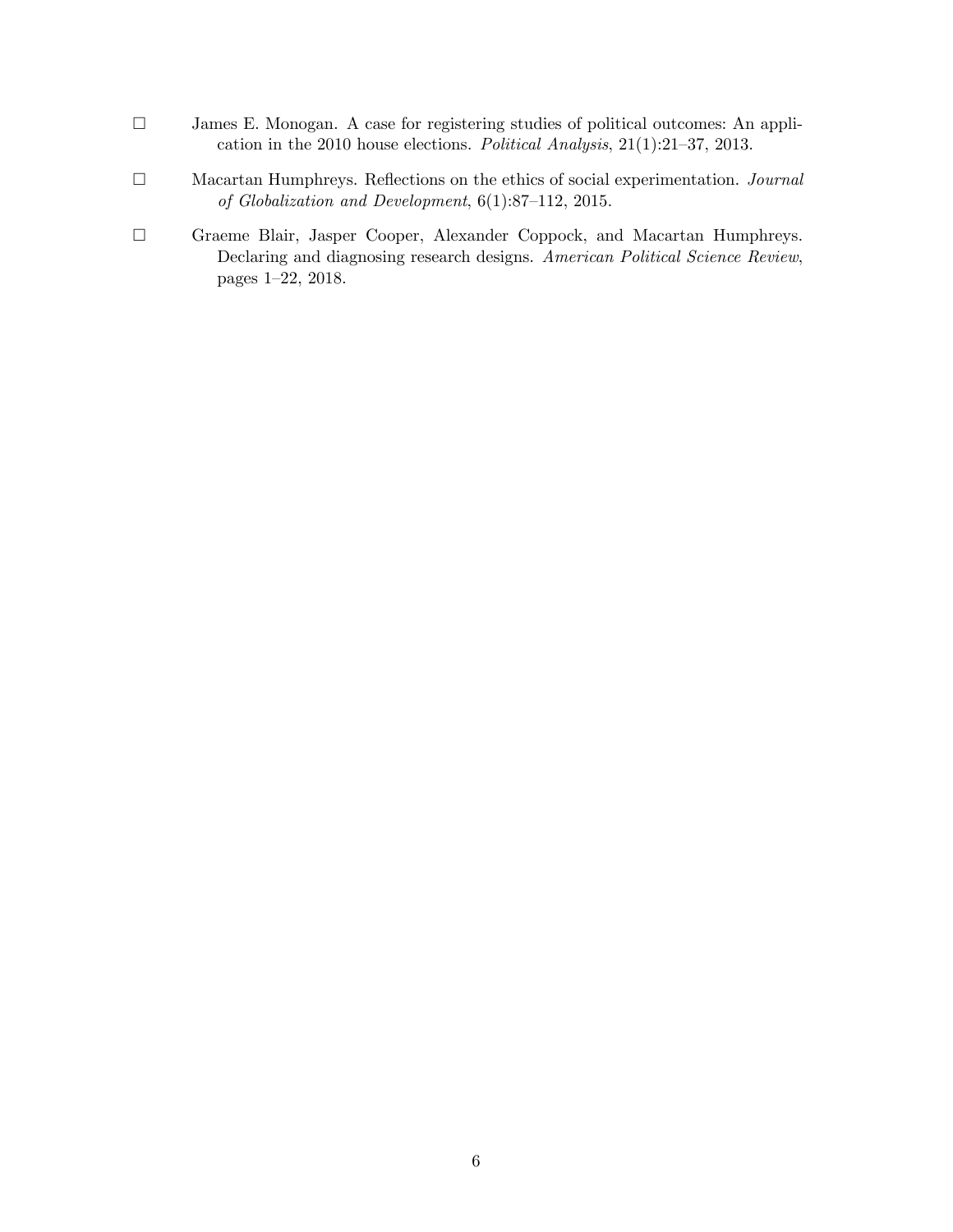- ☐ James E. Monogan. A case for registering studies of political outcomes: An application in the 2010 house elections. *Political Analysis*, 21(1):21–37, 2013.

- ☐ Macartan Humphreys. Reflections on the ethics of social experimentation. *Journal of Globalization and Development*, 6(1):87–112, 2015.

- ☐ Graeme Blair, Jasper Cooper, Alexander Coppock, and Macartan Humphreys. Declaring and diagnosing research designs. *American Political Science Review*, pages 1–22, 2018.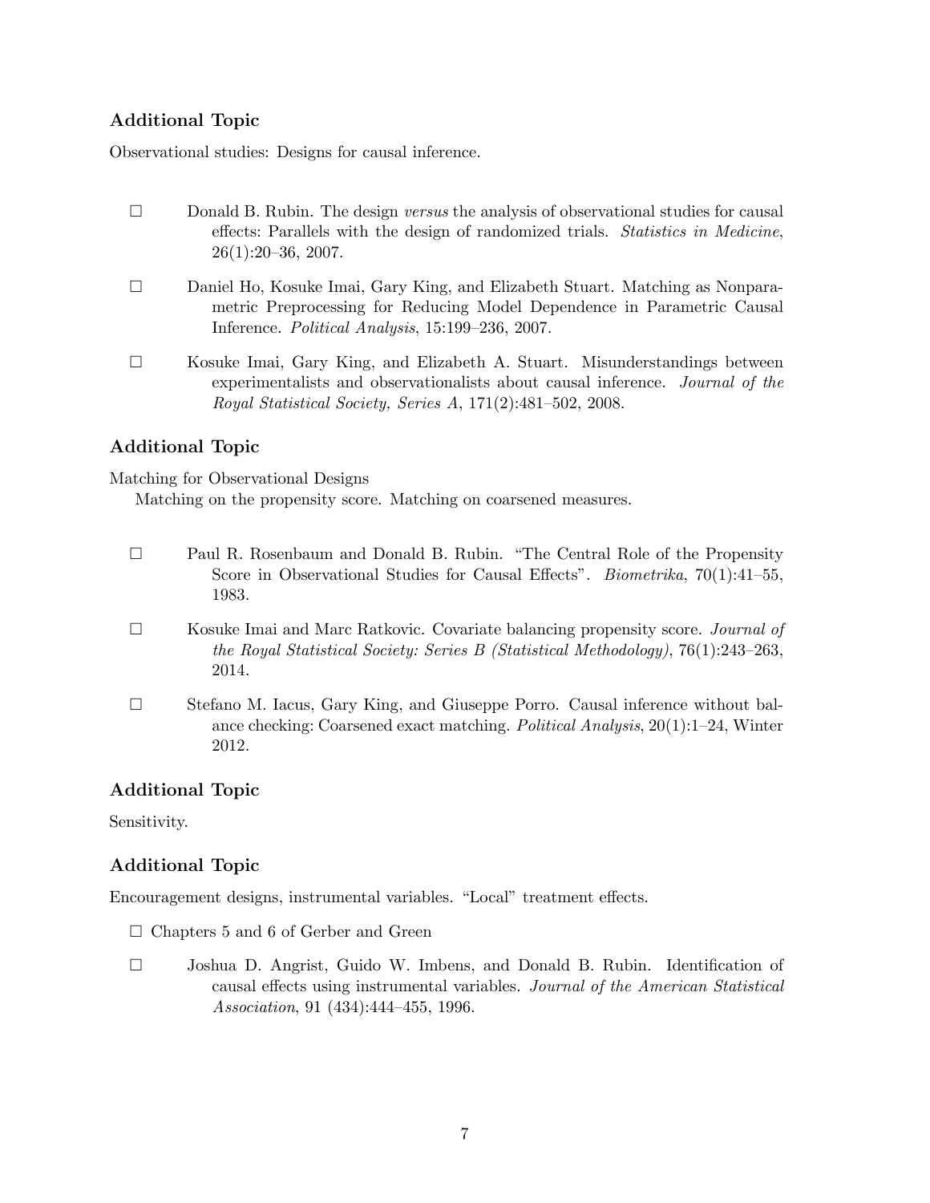### Additional Topic

Observational studies: Designs for causal inference.

- ☐ Donald B. Rubin. The design *versus* the analysis of observational studies for causal effects: Parallels with the design of randomized trials. *Statistics in Medicine*, 26(1):20–36, 2007.
- ☐ Daniel Ho, Kosuke Imai, Gary King, and Elizabeth Stuart. Matching as Nonparametric Preprocessing for Reducing Model Dependence in Parametric Causal Inference. *Political Analysis*, 15:199–236, 2007.
- ☐ Kosuke Imai, Gary King, and Elizabeth A. Stuart. Misunderstandings between experimentalists and observationalists about causal inference. *Journal of the Royal Statistical Society, Series A*, 171(2):481–502, 2008.

### Additional Topic

Matching for Observational Designs

Matching on the propensity score. Matching on coarsened measures.

- ☐ Paul R. Rosenbaum and Donald B. Rubin. "The Central Role of the Propensity Score in Observational Studies for Causal Effects". *Biometrika*, 70(1):41–55, 1983.
- ☐ Kosuke Imai and Marc Ratkovic. Covariate balancing propensity score. *Journal of the Royal Statistical Society: Series B (Statistical Methodology)*, 76(1):243–263, 2014.
- ☐ Stefano M. Iacus, Gary King, and Giuseppe Porro. Causal inference without balance checking: Coarsened exact matching. *Political Analysis*, 20(1):1–24, Winter 2012.

### Additional Topic

Sensitivity.

### Additional Topic

Encouragement designs, instrumental variables. "Local" treatment effects.

- ☐ Chapters 5 and 6 of Gerber and Green
- ☐ Joshua D. Angrist, Guido W. Imbens, and Donald B. Rubin. Identification of causal effects using instrumental variables. *Journal of the American Statistical Association*, 91 (434):444–455, 1996.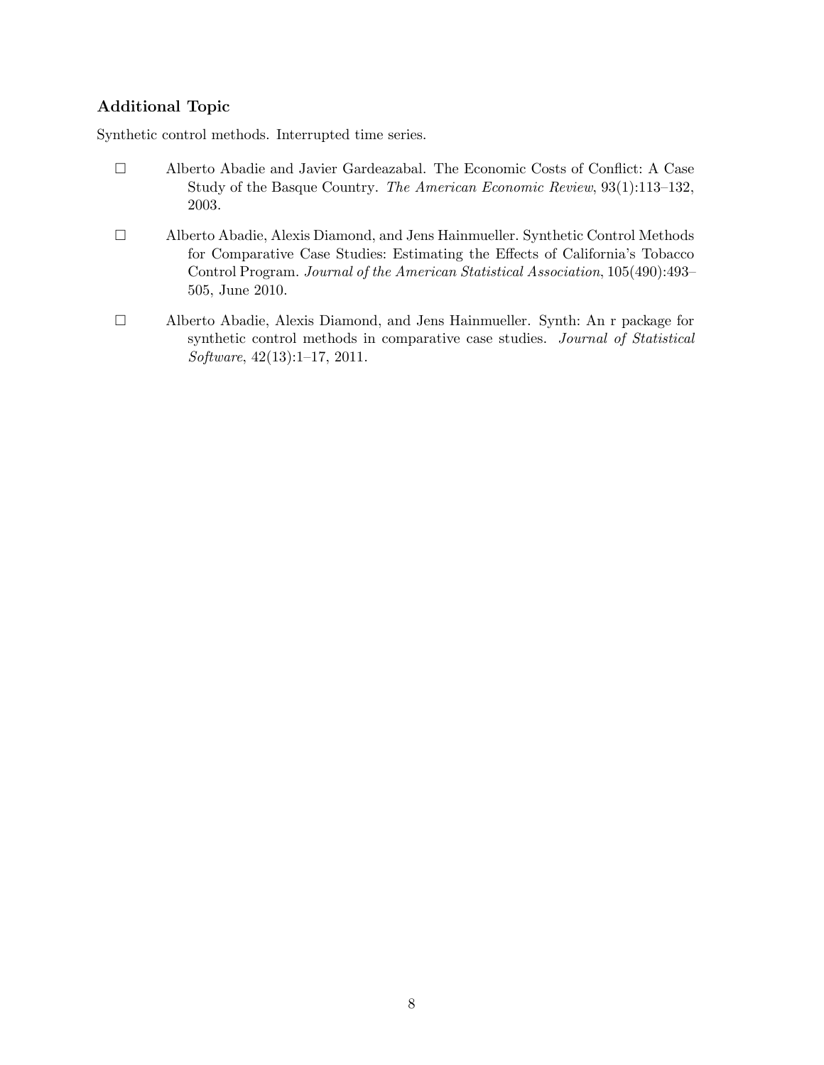### Additional Topic

Synthetic control methods. Interrupted time series.

- ☐ Alberto Abadie and Javier Gardeazabal. The Economic Costs of Conflict: A Case Study of the Basque Country. *The American Economic Review*, 93(1):113–132, 2003.
- ☐ Alberto Abadie, Alexis Diamond, and Jens Hainmueller. Synthetic Control Methods for Comparative Case Studies: Estimating the Effects of California's Tobacco Control Program. *Journal of the American Statistical Association*, 105(490):493–505, June 2010.
- ☐ Alberto Abadie, Alexis Diamond, and Jens Hainmueller. Synth: An r package for synthetic control methods in comparative case studies. *Journal of Statistical Software*, 42(13):1–17, 2011.